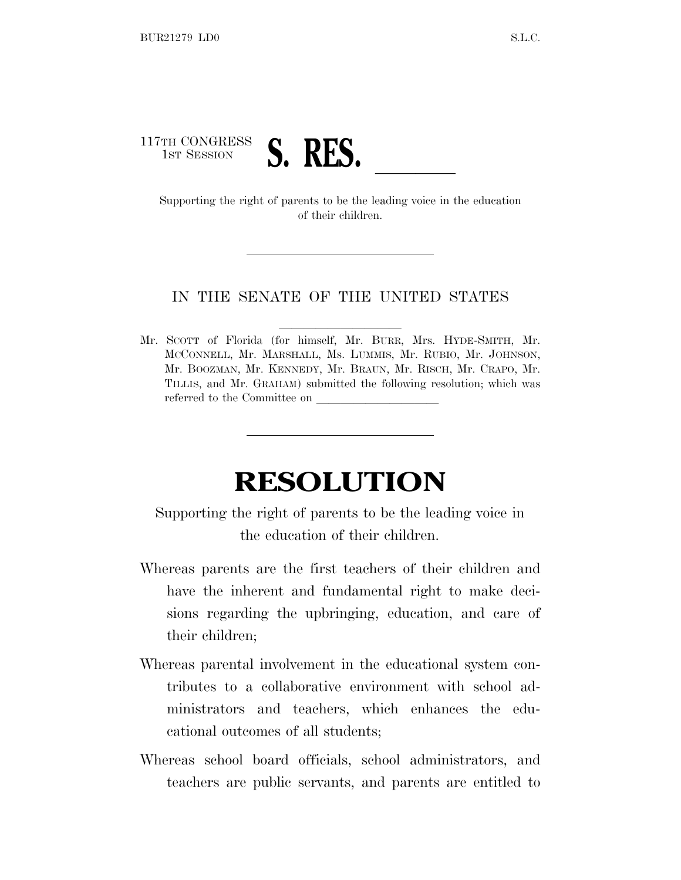117TH CONGRESS
1ST SESSION

# S. RES. ______

Supporting the right of parents to be the leading voice in the education of their children.

---

IN THE SENATE OF THE UNITED STATES

Mr. SCOTT of Florida (for himself, Mr. BURR, Mrs. HYDE-SMITH, Mr. MCCONNELL, Mr. MARSHALL, Ms. LUMMIS, Mr. RUBIO, Mr. JOHNSON, Mr. BOOZMAN, Mr. KENNEDY, Mr. BRAUN, Mr. RISCH, Mr. CRAPO, Mr. TILLIS, and Mr. GRAHAM) submitted the following resolution; which was referred to the Committee on ____________________

---

# RESOLUTION

Supporting the right of parents to be the leading voice in the education of their children.

Whereas parents are the first teachers of their children and have the inherent and fundamental right to make decisions regarding the upbringing, education, and care of their children;

Whereas parental involvement in the educational system contributes to a collaborative environment with school administrators and teachers, which enhances the educational outcomes of all students;

Whereas school board officials, school administrators, and teachers are public servants, and parents are entitled to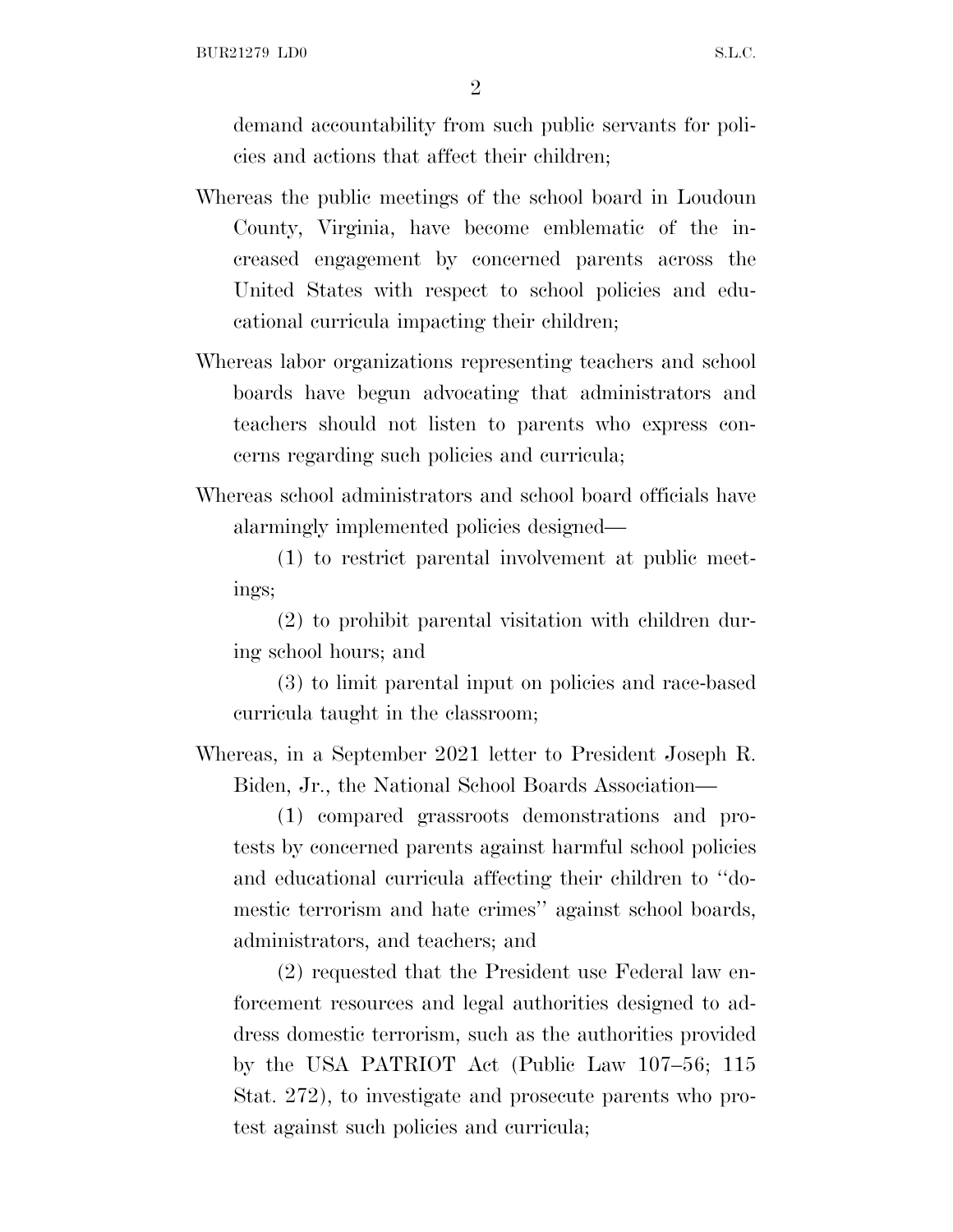demand accountability from such public servants for policies and actions that affect their children;

Whereas the public meetings of the school board in Loudoun County, Virginia, have become emblematic of the increased engagement by concerned parents across the United States with respect to school policies and educational curricula impacting their children;

Whereas labor organizations representing teachers and school boards have begun advocating that administrators and teachers should not listen to parents who express concerns regarding such policies and curricula;

Whereas school administrators and school board officials have alarmingly implemented policies designed—

(1) to restrict parental involvement at public meetings;

(2) to prohibit parental visitation with children during school hours; and

(3) to limit parental input on policies and race-based curricula taught in the classroom;

Whereas, in a September 2021 letter to President Joseph R. Biden, Jr., the National School Boards Association—

(1) compared grassroots demonstrations and protests by concerned parents against harmful school policies and educational curricula affecting their children to ''domestic terrorism and hate crimes'' against school boards, administrators, and teachers; and

(2) requested that the President use Federal law enforcement resources and legal authorities designed to address domestic terrorism, such as the authorities provided by the USA PATRIOT Act (Public Law 107–56; 115 Stat. 272), to investigate and prosecute parents who protest against such policies and curricula;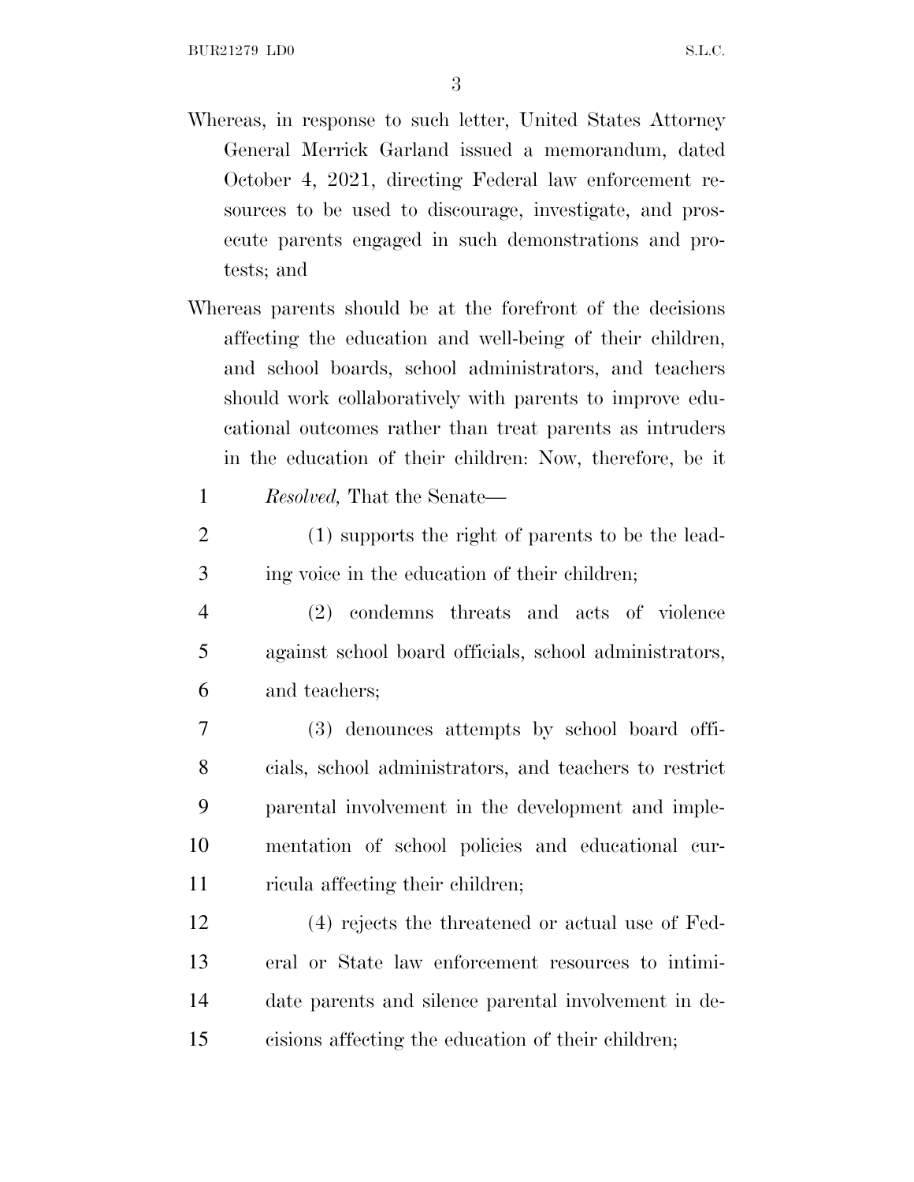Whereas, in response to such letter, United States Attorney General Merrick Garland issued a memorandum, dated October 4, 2021, directing Federal law enforcement resources to be used to discourage, investigate, and prosecute parents engaged in such demonstrations and protests; and

Whereas parents should be at the forefront of the decisions affecting the education and well-being of their children, and school boards, school administrators, and teachers should work collaboratively with parents to improve educational outcomes rather than treat parents as intruders in the education of their children: Now, therefore, be it

*Resolved,* That the Senate—

(1) supports the right of parents to be the leading voice in the education of their children;

(2) condemns threats and acts of violence against school board officials, school administrators, and teachers;

(3) denounces attempts by school board officials, school administrators, and teachers to restrict parental involvement in the development and implementation of school policies and educational curricula affecting their children;

(4) rejects the threatened or actual use of Federal or State law enforcement resources to intimidate parents and silence parental involvement in decisions affecting the education of their children;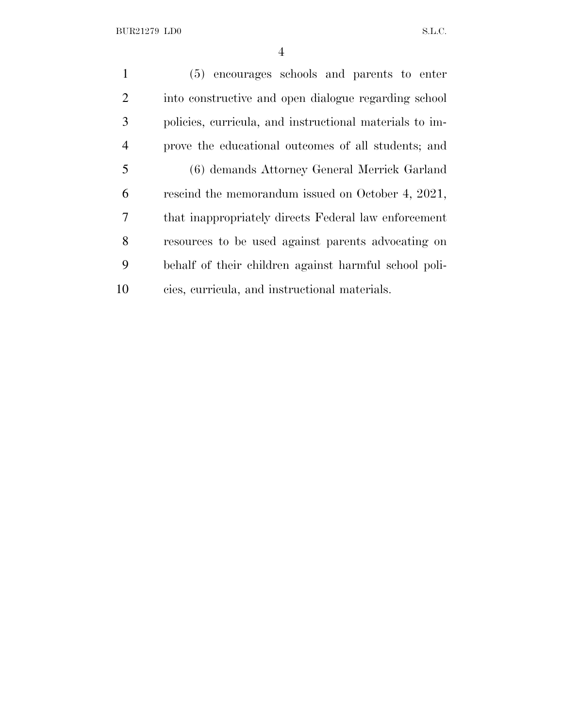(5) encourages schools and parents to enter into constructive and open dialogue regarding school policies, curricula, and instructional materials to improve the educational outcomes of all students; and

(6) demands Attorney General Merrick Garland rescind the memorandum issued on October 4, 2021, that inappropriately directs Federal law enforcement resources to be used against parents advocating on behalf of their children against harmful school policies, curricula, and instructional materials.